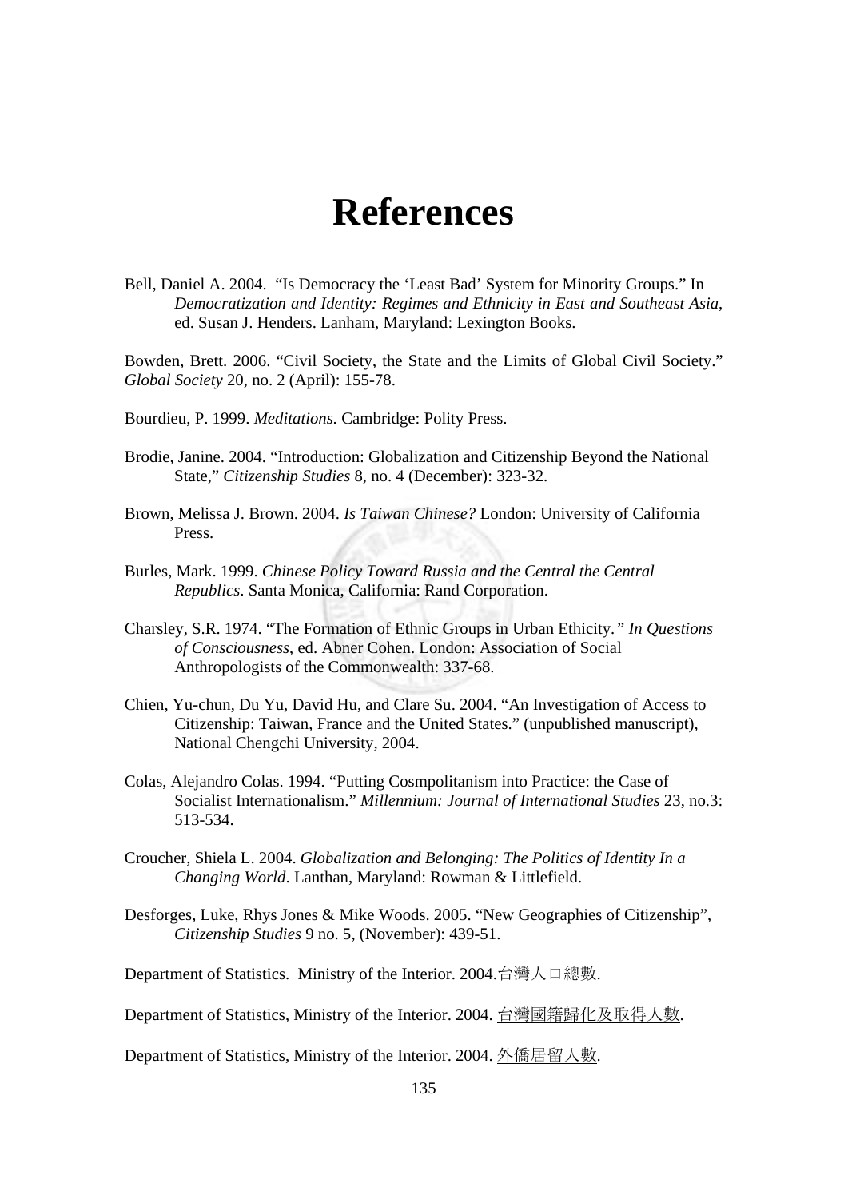# References

Bell, Daniel A. 2004. "Is Democracy the 'Least Bad' System for Minority Groups." In *Democratization and Identity: Regimes and Ethnicity in East and Southeast Asia*, ed. Susan J. Henders. Lanham, Maryland: Lexington Books.

Bowden, Brett. 2006. "Civil Society, the State and the Limits of Global Civil Society." *Global Society* 20, no. 2 (April): 155-78.

Bourdieu, P. 1999. *Meditations.* Cambridge: Polity Press.

Brodie, Janine. 2004. "Introduction: Globalization and Citizenship Beyond the National State," *Citizenship Studies* 8, no. 4 (December): 323-32.

Brown, Melissa J. Brown. 2004. *Is Taiwan Chinese?* London: University of California Press.

Burles, Mark. 1999. *Chinese Policy Toward Russia and the Central the Central Republics*. Santa Monica, California: Rand Corporation.

Charsley, S.R. 1974. "The Formation of Ethnic Groups in Urban Ethicity*." In Questions of Consciousness,* ed. Abner Cohen. London: Association of Social Anthropologists of the Commonwealth: 337-68.

Chien, Yu-chun, Du Yu, David Hu, and Clare Su. 2004. "An Investigation of Access to Citizenship: Taiwan, France and the United States." (unpublished manuscript), National Chengchi University, 2004.

Colas, Alejandro Colas. 1994. "Putting Cosmpolitanism into Practice: the Case of Socialist Internationalism." *Millennium: Journal of International Studies* 23, no.3: 513-534.

Croucher, Shiela L. 2004. *Globalization and Belonging: The Politics of Identity In a Changing World*. Lanthan, Maryland: Rowman & Littlefield.

Desforges, Luke, Rhys Jones & Mike Woods. 2005. "New Geographies of Citizenship", *Citizenship Studies* 9 no. 5, (November): 439-51.

Department of Statistics. Ministry of the Interior. 2004.台灣人口總數.

Department of Statistics, Ministry of the Interior. 2004. 台灣國籍歸化及取得人數.

Department of Statistics, Ministry of the Interior. 2004. 外僑居留人數.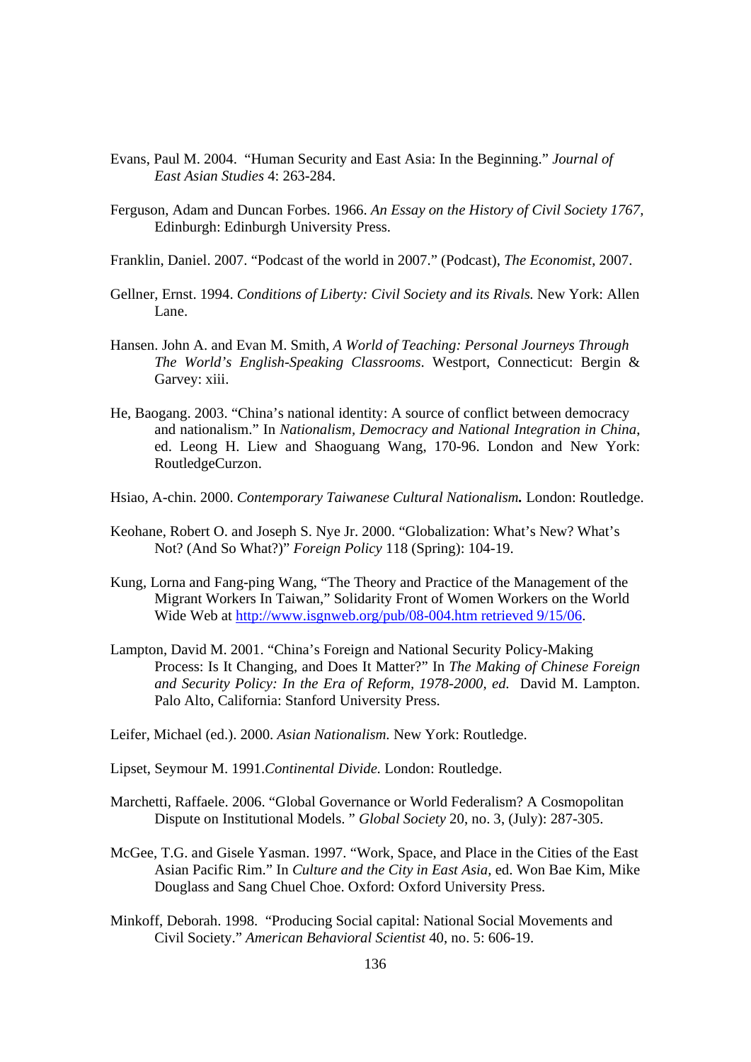Evans, Paul M. 2004. "Human Security and East Asia: In the Beginning." *Journal of East Asian Studies* 4: 263-284.

Ferguson, Adam and Duncan Forbes. 1966. *An Essay on the History of Civil Society 1767,* Edinburgh: Edinburgh University Press.

Franklin, Daniel. 2007. "Podcast of the world in 2007." (Podcast), *The Economist*, 2007.

Gellner, Ernst. 1994. *Conditions of Liberty: Civil Society and its Rivals.* New York: Allen Lane.

Hansen. John A. and Evan M. Smith, *A World of Teaching: Personal Journeys Through The World's English-Speaking Classrooms*. Westport, Connecticut: Bergin & Garvey: xiii.

He, Baogang. 2003. "China's national identity: A source of conflict between democracy and nationalism." In *Nationalism, Democracy and National Integration in China*, ed. Leong H. Liew and Shaoguang Wang, 170-96. London and New York: RoutledgeCurzon.

Hsiao, A-chin. 2000. *Contemporary Taiwanese Cultural Nationalism.* London: Routledge.

Keohane, Robert O. and Joseph S. Nye Jr. 2000. "Globalization: What's New? What's Not? (And So What?)" *Foreign Policy* 118 (Spring): 104-19.

Kung, Lorna and Fang-ping Wang, "The Theory and Practice of the Management of the Migrant Workers In Taiwan," Solidarity Front of Women Workers on the World Wide Web at http://www.isgnweb.org/pub/08-004.htm retrieved 9/15/06.

Lampton, David M. 2001. "China's Foreign and National Security Policy-Making Process: Is It Changing, and Does It Matter?" In *The Making of Chinese Foreign and Security Policy: In the Era of Reform, 1978-2000, ed.* David M. Lampton. Palo Alto, California: Stanford University Press.

Leifer, Michael (ed.). 2000. *Asian Nationalism.* New York: Routledge.

Lipset, Seymour M. 1991.*Continental Divide.* London: Routledge.

Marchetti, Raffaele. 2006. "Global Governance or World Federalism? A Cosmopolitan Dispute on Institutional Models. " *Global Society* 20, no. 3, (July): 287-305.

McGee, T.G. and Gisele Yasman. 1997. "Work, Space, and Place in the Cities of the East Asian Pacific Rim." In *Culture and the City in East Asia,* ed. Won Bae Kim, Mike Douglass and Sang Chuel Choe. Oxford: Oxford University Press.

Minkoff, Deborah. 1998. "Producing Social capital: National Social Movements and Civil Society." *American Behavioral Scientist* 40, no. 5: 606-19.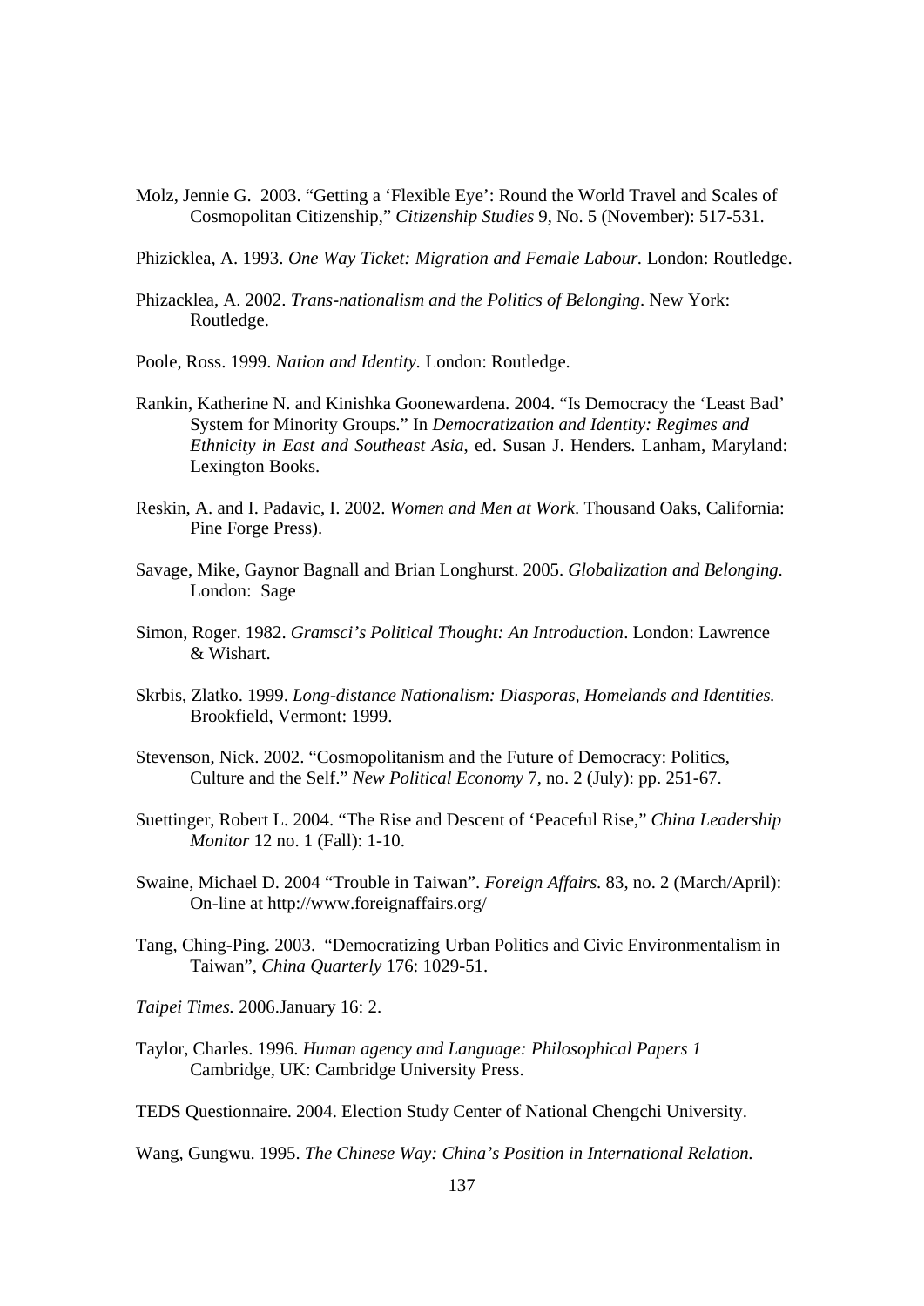Molz, Jennie G. 2003. "Getting a 'Flexible Eye': Round the World Travel and Scales of Cosmopolitan Citizenship," *Citizenship Studies* 9, No. 5 (November): 517-531.

Phizicklea, A. 1993. *One Way Ticket: Migration and Female Labour.* London: Routledge.

Phizacklea, A. 2002. *Trans-nationalism and the Politics of Belonging*. New York: Routledge.

Poole, Ross. 1999. *Nation and Identity.* London: Routledge.

Rankin, Katherine N. and Kinishka Goonewardena. 2004. "Is Democracy the 'Least Bad' System for Minority Groups." In *Democratization and Identity: Regimes and Ethnicity in East and Southeast Asia*, ed. Susan J. Henders. Lanham, Maryland: Lexington Books.

Reskin, A. and I. Padavic, I. 2002. *Women and Men at Work.* Thousand Oaks, California: Pine Forge Press).

Savage, Mike, Gaynor Bagnall and Brian Longhurst. 2005. *Globalization and Belonging*. London: Sage

Simon, Roger. 1982. *Gramsci's Political Thought: An Introduction*. London: Lawrence & Wishart.

Skrbis, Zlatko. 1999. *Long-distance Nationalism: Diasporas, Homelands and Identities.* Brookfield, Vermont: 1999.

Stevenson, Nick. 2002. "Cosmopolitanism and the Future of Democracy: Politics, Culture and the Self." *New Political Economy* 7, no. 2 (July): pp. 251-67.

Suettinger, Robert L. 2004. "The Rise and Descent of 'Peaceful Rise," *China Leadership Monitor* 12 no. 1 (Fall): 1-10.

Swaine, Michael D. 2004 "Trouble in Taiwan". *Foreign Affairs.* 83, no. 2 (March/April): On-line at http://www.foreignaffairs.org/

Tang, Ching-Ping. 2003. "Democratizing Urban Politics and Civic Environmentalism in Taiwan", *China Quarterly* 176: 1029-51.

*Taipei Times.* 2006.January 16: 2.

Taylor, Charles. 1996. *Human agency and Language: Philosophical Papers 1* Cambridge, UK: Cambridge University Press.

TEDS Questionnaire. 2004. Election Study Center of National Chengchi University.

Wang, Gungwu. 1995. *The Chinese Way: China's Position in International Relation.*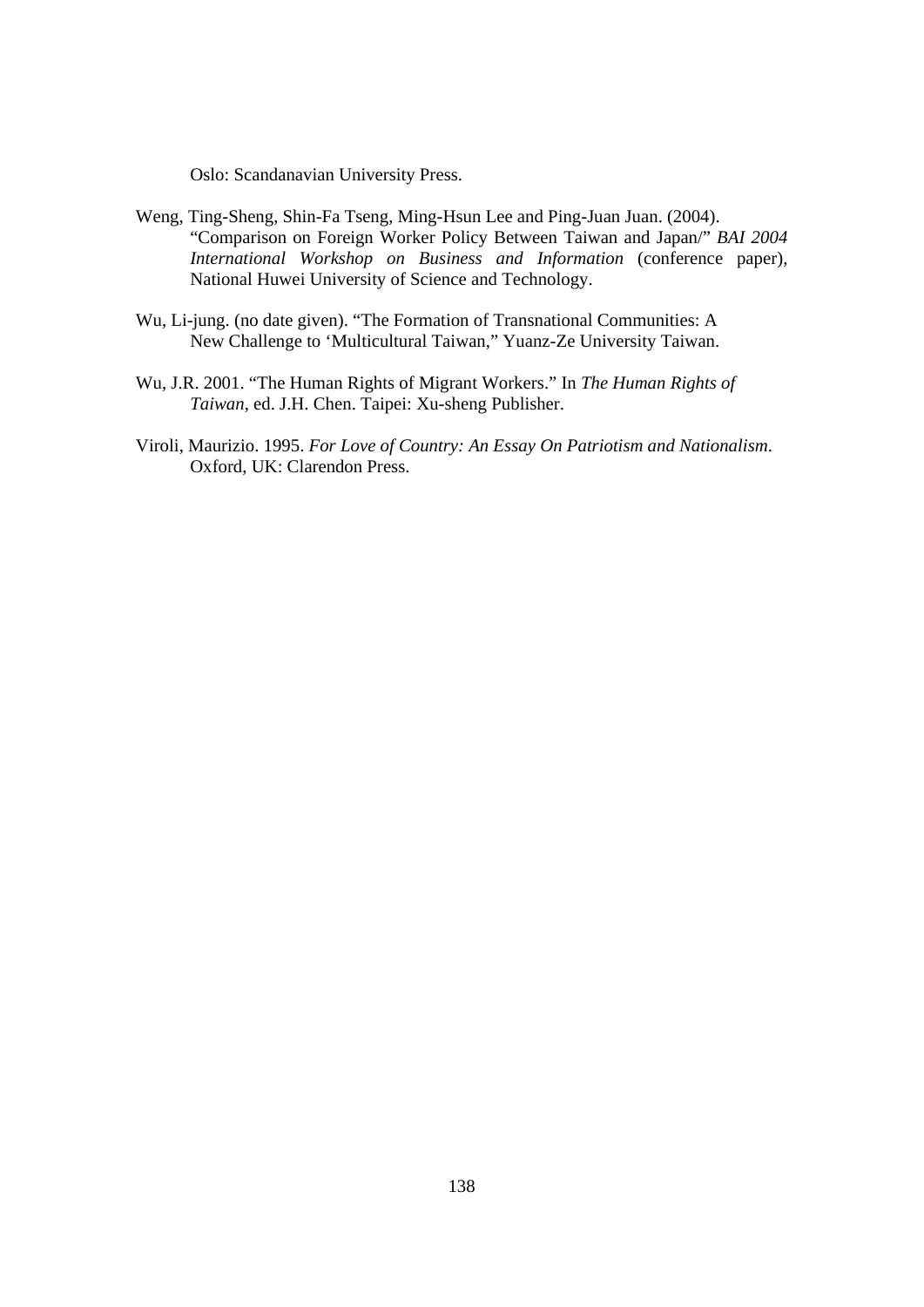Oslo: Scandanavian University Press.

Weng, Ting-Sheng, Shin-Fa Tseng, Ming-Hsun Lee and Ping-Juan Juan. (2004). "Comparison on Foreign Worker Policy Between Taiwan and Japan/" *BAI 2004 International Workshop on Business and Information* (conference paper), National Huwei University of Science and Technology.

Wu, Li-jung. (no date given). "The Formation of Transnational Communities: A New Challenge to 'Multicultural Taiwan," Yuanz-Ze University Taiwan.

Wu, J.R. 2001. "The Human Rights of Migrant Workers." In *The Human Rights of Taiwan*, ed. J.H. Chen. Taipei: Xu-sheng Publisher.

Viroli, Maurizio. 1995. *For Love of Country: An Essay On Patriotism and Nationalism*. Oxford, UK: Clarendon Press.